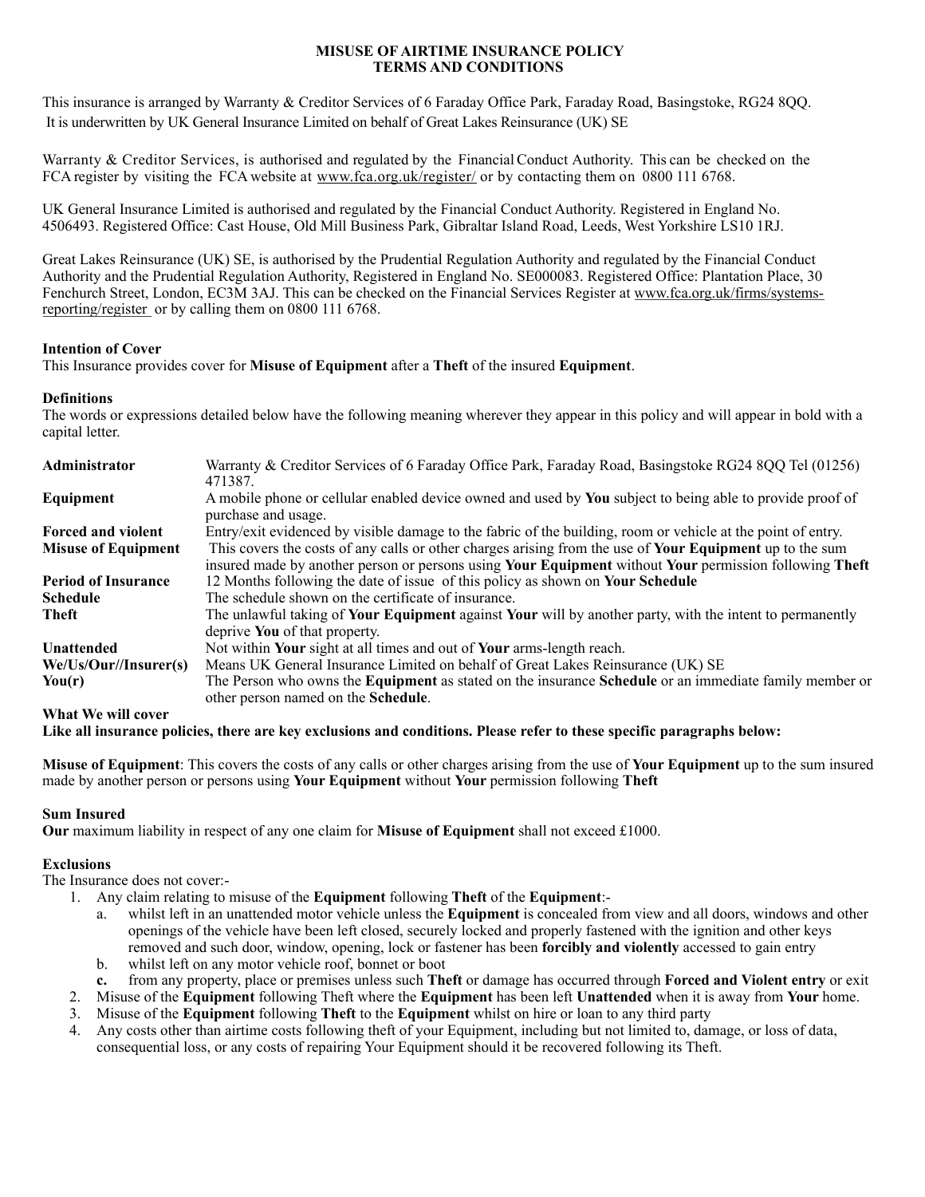# MISUSE OF AIRTIME INSURANCE POLICY
# TERMS AND CONDITIONS

This insurance is arranged by Warranty & Creditor Services of 6 Faraday Office Park, Faraday Road, Basingstoke, RG24 8QQ. It is underwritten by UK General Insurance Limited on behalf of Great Lakes Reinsurance (UK) SE

Warranty & Creditor Services, is authorised and regulated by the Financial Conduct Authority. This can be checked on the FCA register by visiting the FCA website at www.fca.org.uk/register/ or by contacting them on 0800 111 6768.

UK General Insurance Limited is authorised and regulated by the Financial Conduct Authority. Registered in England No. 4506493. Registered Office: Cast House, Old Mill Business Park, Gibraltar Island Road, Leeds, West Yorkshire LS10 1RJ.

Great Lakes Reinsurance (UK) SE, is authorised by the Prudential Regulation Authority and regulated by the Financial Conduct Authority and the Prudential Regulation Authority, Registered in England No. SE000083. Registered Office: Plantation Place, 30 Fenchurch Street, London, EC3M 3AJ. This can be checked on the Financial Services Register at www.fca.org.uk/firms/systems-reporting/register or by calling them on 0800 111 6768.

**Intention of Cover**

This Insurance provides cover for **Misuse of Equipment** after a **Theft** of the insured **Equipment**.

**Definitions**

The words or expressions detailed below have the following meaning wherever they appear in this policy and will appear in bold with a capital letter.

| | |
|---|---|
| **Administrator** | Warranty & Creditor Services of 6 Faraday Office Park, Faraday Road, Basingstoke RG24 8QQ Tel (01256) 471387. |
| **Equipment** | A mobile phone or cellular enabled device owned and used by **You** subject to being able to provide proof of purchase and usage. |
| **Forced and violent** | Entry/exit evidenced by visible damage to the fabric of the building, room or vehicle at the point of entry. |
| **Misuse of Equipment** | This covers the costs of any calls or other charges arising from the use of **Your Equipment** up to the sum insured made by another person or persons using **Your Equipment** without **Your** permission following **Theft** |
| **Period of Insurance** | 12 Months following the date of issue of this policy as shown on **Your Schedule** |
| **Schedule** | The schedule shown on the certificate of insurance. |
| **Theft** | The unlawful taking of **Your Equipment** against **Your** will by another party, with the intent to permanently deprive **You** of that property. |
| **Unattended** | Not within **Your** sight at all times and out of **Your** arms-length reach. |
| **We/Us/Our//Insurer(s)** | Means UK General Insurance Limited on behalf of Great Lakes Reinsurance (UK) SE |
| **You(r)** | The Person who owns the **Equipment** as stated on the insurance **Schedule** or an immediate family member or other person named on the **Schedule**. |

**What We will cover**

**Like all insurance policies, there are key exclusions and conditions. Please refer to these specific paragraphs below:**

**Misuse of Equipment**: This covers the costs of any calls or other charges arising from the use of **Your Equipment** up to the sum insured made by another person or persons using **Your Equipment** without **Your** permission following **Theft**

**Sum Insured**

**Our** maximum liability in respect of any one claim for **Misuse of Equipment** shall not exceed £1000.

**Exclusions**

The Insurance does not cover:-

1. Any claim relating to misuse of the **Equipment** following **Theft** of the **Equipment**:-
   a. whilst left in an unattended motor vehicle unless the **Equipment** is concealed from view and all doors, windows and other openings of the vehicle have been left closed, securely locked and properly fastened with the ignition and other keys removed and such door, window, opening, lock or fastener has been **forcibly and violently** accessed to gain entry
   b. whilst left on any motor vehicle roof, bonnet or boot
   **c.** from any property, place or premises unless such **Theft** or damage has occurred through **Forced and Violent entry** or exit
2. Misuse of the **Equipment** following Theft where the **Equipment** has been left **Unattended** when it is away from **Your** home.
3. Misuse of the **Equipment** following **Theft** to the **Equipment** whilst on hire or loan to any third party
4. Any costs other than airtime costs following theft of your Equipment, including but not limited to, damage, or loss of data, consequential loss, or any costs of repairing Your Equipment should it be recovered following its Theft.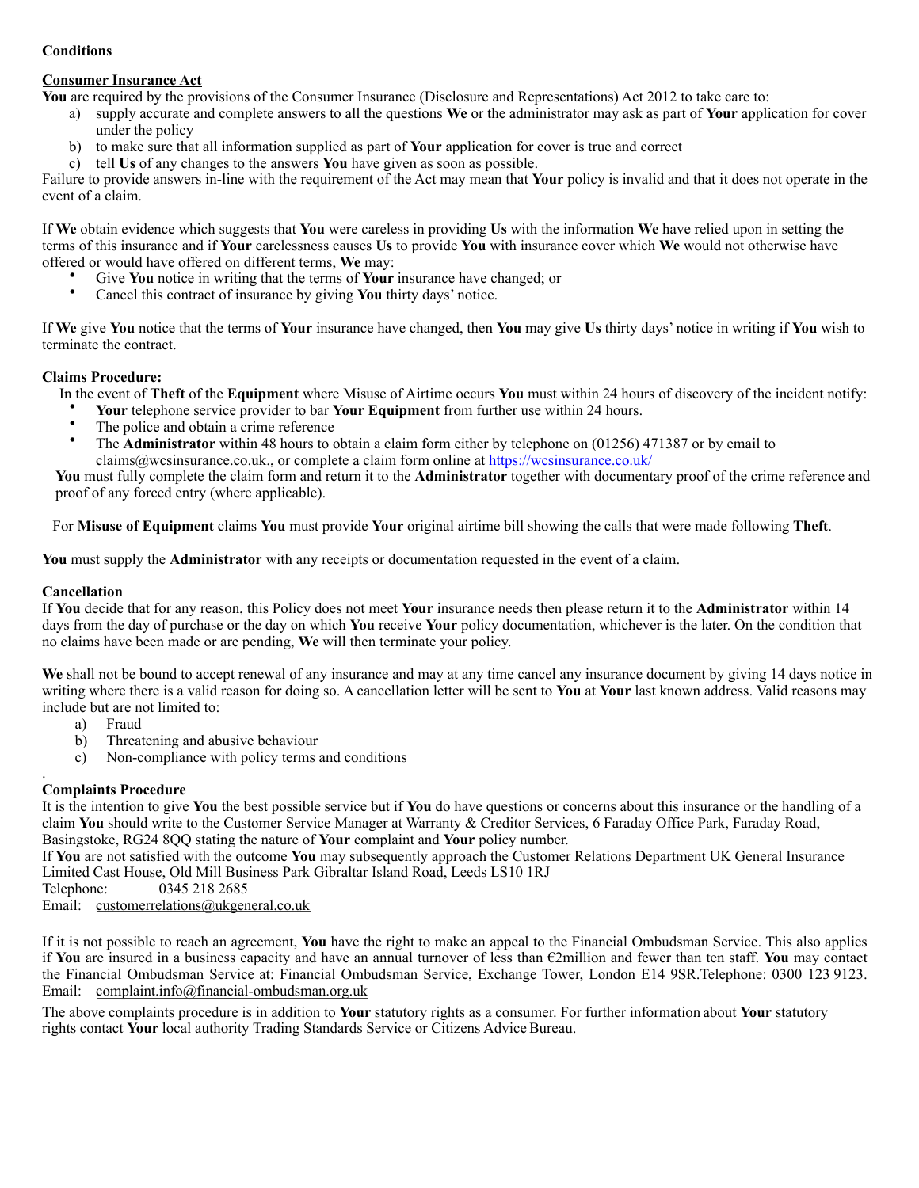**Conditions**

**Consumer Insurance Act**

**You** are required by the provisions of the Consumer Insurance (Disclosure and Representations) Act 2012 to take care to:

a) supply accurate and complete answers to all the questions **We** or the administrator may ask as part of **Your** application for cover under the policy
b) to make sure that all information supplied as part of **Your** application for cover is true and correct
c) tell **Us** of any changes to the answers **You** have given as soon as possible.

Failure to provide answers in-line with the requirement of the Act may mean that **Your** policy is invalid and that it does not operate in the event of a claim.

If **We** obtain evidence which suggests that **You** were careless in providing **Us** with the information **We** have relied upon in setting the terms of this insurance and if **Your** carelessness causes **Us** to provide **You** with insurance cover which **We** would not otherwise have offered or would have offered on different terms, **We** may:

- Give **You** notice in writing that the terms of **Your** insurance have changed; or
- Cancel this contract of insurance by giving **You** thirty days' notice.

If **We** give **You** notice that the terms of **Your** insurance have changed, then **You** may give **Us** thirty days' notice in writing if **You** wish to terminate the contract.

**Claims Procedure:**

In the event of **Theft** of the **Equipment** where Misuse of Airtime occurs **You** must within 24 hours of discovery of the incident notify:

- **Your** telephone service provider to bar **Your Equipment** from further use within 24 hours.
- The police and obtain a crime reference
- The **Administrator** within 48 hours to obtain a claim form either by telephone on (01256) 471387 or by email to claims@wcsinsurance.co.uk., or complete a claim form online at https://wcsinsurance.co.uk/

**You** must fully complete the claim form and return it to the **Administrator** together with documentary proof of the crime reference and proof of any forced entry (where applicable).

For **Misuse of Equipment** claims **You** must provide **Your** original airtime bill showing the calls that were made following **Theft**.

**You** must supply the **Administrator** with any receipts or documentation requested in the event of a claim.

**Cancellation**

If **You** decide that for any reason, this Policy does not meet **Your** insurance needs then please return it to the **Administrator** within 14 days from the day of purchase or the day on which **You** receive **Your** policy documentation, whichever is the later. On the condition that no claims have been made or are pending, **We** will then terminate your policy.

**We** shall not be bound to accept renewal of any insurance and may at any time cancel any insurance document by giving 14 days notice in writing where there is a valid reason for doing so. A cancellation letter will be sent to **You** at **Your** last known address. Valid reasons may include but are not limited to:

a) Fraud
b) Threatening and abusive behaviour
c) Non-compliance with policy terms and conditions

**Complaints Procedure**

It is the intention to give **You** the best possible service but if **You** do have questions or concerns about this insurance or the handling of a claim **You** should write to the Customer Service Manager at Warranty & Creditor Services, 6 Faraday Office Park, Faraday Road, Basingstoke, RG24 8QQ stating the nature of **Your** complaint and **Your** policy number.

If **You** are not satisfied with the outcome **You** may subsequently approach the Customer Relations Department UK General Insurance Limited Cast House, Old Mill Business Park Gibraltar Island Road, Leeds LS10 1RJ

Telephone: 0345 218 2685

Email: customerrelations@ukgeneral.co.uk

If it is not possible to reach an agreement, **You** have the right to make an appeal to the Financial Ombudsman Service. This also applies if **You** are insured in a business capacity and have an annual turnover of less than €2million and fewer than ten staff. **You** may contact the Financial Ombudsman Service at: Financial Ombudsman Service, Exchange Tower, London E14 9SR.Telephone: 0300 123 9123. Email: complaint.info@financial-ombudsman.org.uk

The above complaints procedure is in addition to **Your** statutory rights as a consumer. For further information about **Your** statutory rights contact **Your** local authority Trading Standards Service or Citizens Advice Bureau.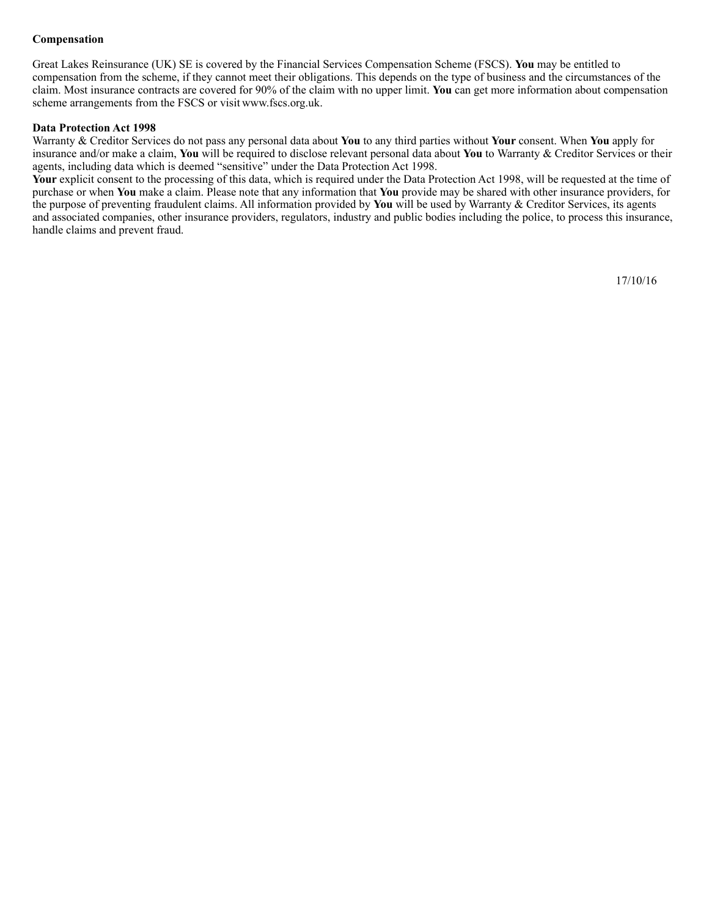**Compensation**

Great Lakes Reinsurance (UK) SE is covered by the Financial Services Compensation Scheme (FSCS). **You** may be entitled to compensation from the scheme, if they cannot meet their obligations. This depends on the type of business and the circumstances of the claim. Most insurance contracts are covered for 90% of the claim with no upper limit. **You** can get more information about compensation scheme arrangements from the FSCS or visit www.fscs.org.uk.

**Data Protection Act 1998**

Warranty & Creditor Services do not pass any personal data about **You** to any third parties without **Your** consent. When **You** apply for insurance and/or make a claim, **You** will be required to disclose relevant personal data about **You** to Warranty & Creditor Services or their agents, including data which is deemed "sensitive" under the Data Protection Act 1998.

**Your** explicit consent to the processing of this data, which is required under the Data Protection Act 1998, will be requested at the time of purchase or when **You** make a claim. Please note that any information that **You** provide may be shared with other insurance providers, for the purpose of preventing fraudulent claims. All information provided by **You** will be used by Warranty & Creditor Services, its agents and associated companies, other insurance providers, regulators, industry and public bodies including the police, to process this insurance, handle claims and prevent fraud.

17/10/16